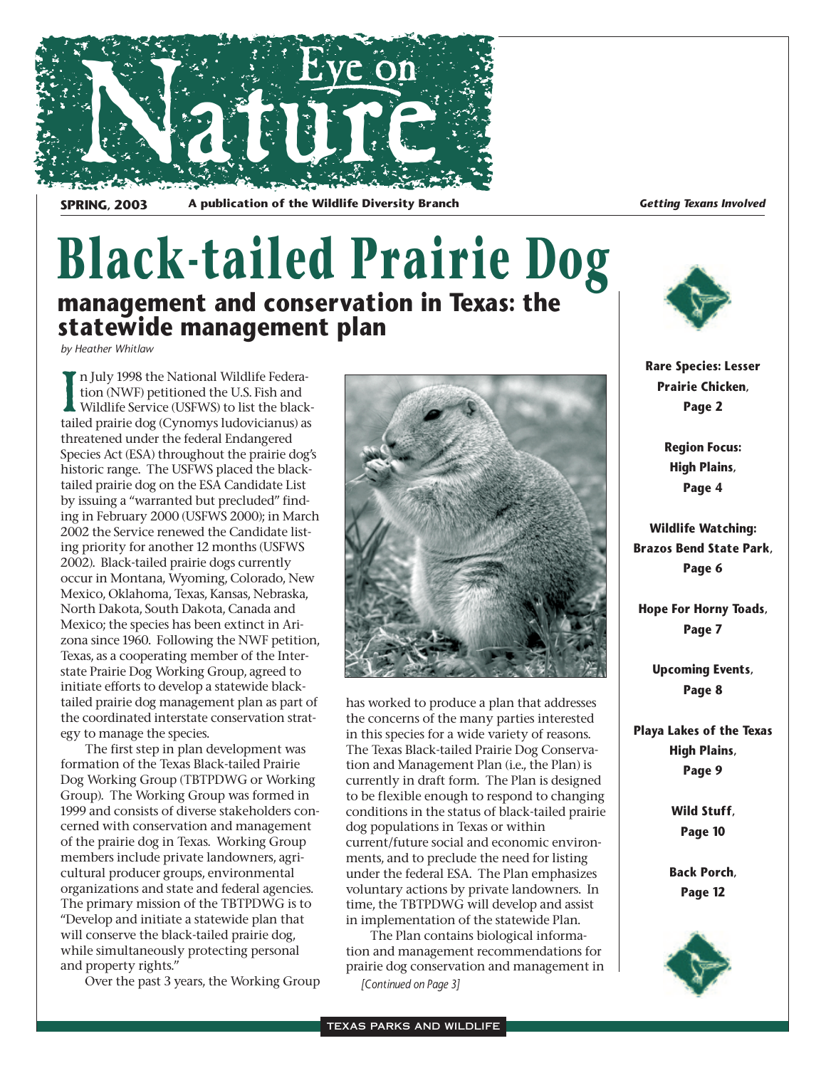# Eye on Nature

**SPRING, 2003** — **A publication of the Wildlife Diversity Branch** — ***Getting Texans Involved***

# Black-tailed Prairie Dog

## management and conservation in Texas: the statewide management plan

*by Heather Whitlaw*

In July 1998 the National Wildlife Federation (NWF) petitioned the U.S. Fish and Wildlife Service (USFWS) to list the black-tailed prairie dog (Cynomys ludovicianus) as threatened under the federal Endangered Species Act (ESA) throughout the prairie dog's historic range. The USFWS placed the black-tailed prairie dog on the ESA Candidate List by issuing a "warranted but precluded" finding in February 2000 (USFWS 2000); in March 2002 the Service renewed the Candidate listing priority for another 12 months (USFWS 2002). Black-tailed prairie dogs currently occur in Montana, Wyoming, Colorado, New Mexico, Oklahoma, Texas, Kansas, Nebraska, North Dakota, South Dakota, Canada and Mexico; the species has been extinct in Arizona since 1960. Following the NWF petition, Texas, as a cooperating member of the Interstate Prairie Dog Working Group, agreed to initiate efforts to develop a statewide black-tailed prairie dog management plan as part of the coordinated interstate conservation strategy to manage the species.

The first step in plan development was formation of the Texas Black-tailed Prairie Dog Working Group (TBTPDWG or Working Group). The Working Group was formed in 1999 and consists of diverse stakeholders concerned with conservation and management of the prairie dog in Texas. Working Group members include private landowners, agricultural producer groups, environmental organizations and state and federal agencies. The primary mission of the TBTPDWG is to "Develop and initiate a statewide plan that will conserve the black-tailed prairie dog, while simultaneously protecting personal and property rights."

Over the past 3 years, the Working Group has worked to produce a plan that addresses the concerns of the many parties interested in this species for a wide variety of reasons. The Texas Black-tailed Prairie Dog Conservation and Management Plan (i.e., the Plan) is currently in draft form. The Plan is designed to be flexible enough to respond to changing conditions in the status of black-tailed prairie dog populations in Texas or within current/future social and economic environments, and to preclude the need for listing under the federal ESA. The Plan emphasizes voluntary actions by private landowners. In time, the TBTPDWG will develop and assist in implementation of the statewide Plan.

The Plan contains biological information and management recommendations for prairie dog conservation and management in

*[Continued on Page 3]*

**Rare Species: Lesser Prairie Chicken, Page 2**

**Region Focus: High Plains, Page 4**

**Wildlife Watching: Brazos Bend State Park, Page 6**

**Hope For Horny Toads, Page 7**

**Upcoming Events, Page 8**

**Playa Lakes of the Texas High Plains, Page 9**

**Wild Stuff, Page 10**

**Back Porch, Page 12**

TEXAS PARKS AND WILDLIFE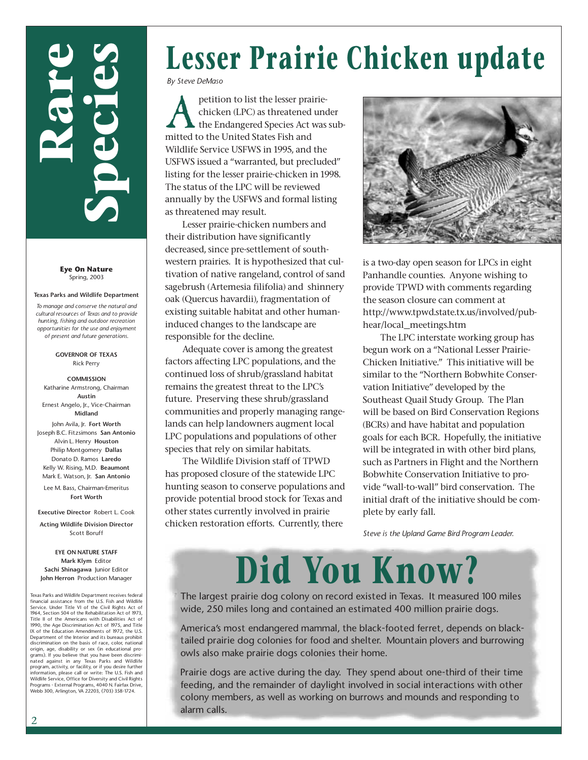# Rare Species

**Eye On Nature**
Spring, 2003

**Texas Parks and Wildlife Department**

*To manage and conserve the natural and cultural resources of Texas and to provide hunting, fishing and outdoor recreation opportunities for the use and enjoyment of present and future generations.*

**GOVERNOR OF TEXAS**
Rick Perry

**COMMISSION**
Katharine Armstrong, Chairman **Austin**
Ernest Angelo, Jr., Vice-Chairman **Midland**
John Avila, Jr. **Fort Worth**
Joseph B.C. Fitzsimons **San Antonio**
Alvin L. Henry **Houston**
Philip Montgomery **Dallas**
Donato D. Ramos **Laredo**
Kelly W. Rising, M.D. **Beaumont**
Mark E. Watson, Jr. **San Antonio**

Lee M. Bass, Chairman-Emeritus **Fort Worth**

**Executive Director** Robert L. Cook

**Acting Wildlife Division Director** Scott Boruff

**EYE ON NATURE STAFF**
**Mark Klym** Editor
**Sachi Shinagawa** Junior Editor
**John Herron** Production Manager

Texas Parks and Wildlife Department receives federal financial assistance from the U.S. Fish and Wildlife Service. Under Title VI of the Civil Rights Act of 1964, Section 504 of the Rehabilitation Act of 1973, Title II of the Americans with Disabilities Act of 1990, the Age Discrimination Act of 1975, and Title IX of the Education Amendments of 1972, the U.S. Department of the Interior and its bureaus prohibit discrimination on the basis of race, color, national origin, age, disability or sex (in educational programs). If you believe that you have been discriminated against in any Texas Parks and Wildlife program, activity, or facility, or if you desire further information, please call or write: The U.S. Fish and Wildlife Service, Office for Diversity and Civil Rights Programs - External Programs, 4040 N. Fairfax Drive, Webb 300, Arlington, VA 22203, (703) 358-1724.

## Lesser Prairie Chicken update

*By Steve DeMaso*

A petition to list the lesser prairie-chicken (LPC) as threatened under the Endangered Species Act was submitted to the United States Fish and Wildlife Service USFWS in 1995, and the USFWS issued a "warranted, but precluded" listing for the lesser prairie-chicken in 1998. The status of the LPC will be reviewed annually by the USFWS and formal listing as threatened may result.

Lesser prairie-chicken numbers and their distribution have significantly decreased, since pre-settlement of southwestern prairies. It is hypothesized that cultivation of native rangeland, control of sand sagebrush (Artemesia filifolia) and shinnery oak (Quercus havardii), fragmentation of existing suitable habitat and other human-induced changes to the landscape are responsible for the decline.

Adequate cover is among the greatest factors affecting LPC populations, and the continued loss of shrub/grassland habitat remains the greatest threat to the LPC's future. Preserving these shrub/grassland communities and properly managing rangelands can help landowners augment local LPC populations and populations of other species that rely on similar habitats.

The Wildlife Division staff of TPWD has proposed closure of the statewide LPC hunting season to conserve populations and provide potential brood stock for Texas and other states currently involved in prairie chicken restoration efforts. Currently, there is a two-day open season for LPCs in eight Panhandle counties. Anyone wishing to provide TPWD with comments regarding the season closure can comment at http://www.tpwd.state.tx.us/involved/pubhear/local_meetings.htm

The LPC interstate working group has begun work on a "National Lesser Prairie-Chicken Initiative." This initiative will be similar to the "Northern Bobwhite Conservation Initiative" developed by the Southeast Quail Study Group. The Plan will be based on Bird Conservation Regions (BCRs) and have habitat and population goals for each BCR. Hopefully, the initiative will be integrated in with other bird plans, such as Partners in Flight and the Northern Bobwhite Conservation Initiative to provide "wall-to-wall" bird conservation. The initial draft of the initiative should be complete by early fall.

*Steve is the Upland Game Bird Program Leader.*

## Did You Know?

The largest prairie dog colony on record existed in Texas. It measured 100 miles wide, 250 miles long and contained an estimated 400 million prairie dogs.

America's most endangered mammal, the black-footed ferret, depends on black-tailed prairie dog colonies for food and shelter. Mountain plovers and burrowing owls also make prairie dogs colonies their home.

Prairie dogs are active during the day. They spend about one-third of their time feeding, and the remainder of daylight involved in social interactions with other colony members, as well as working on burrows and mounds and responding to alarm calls.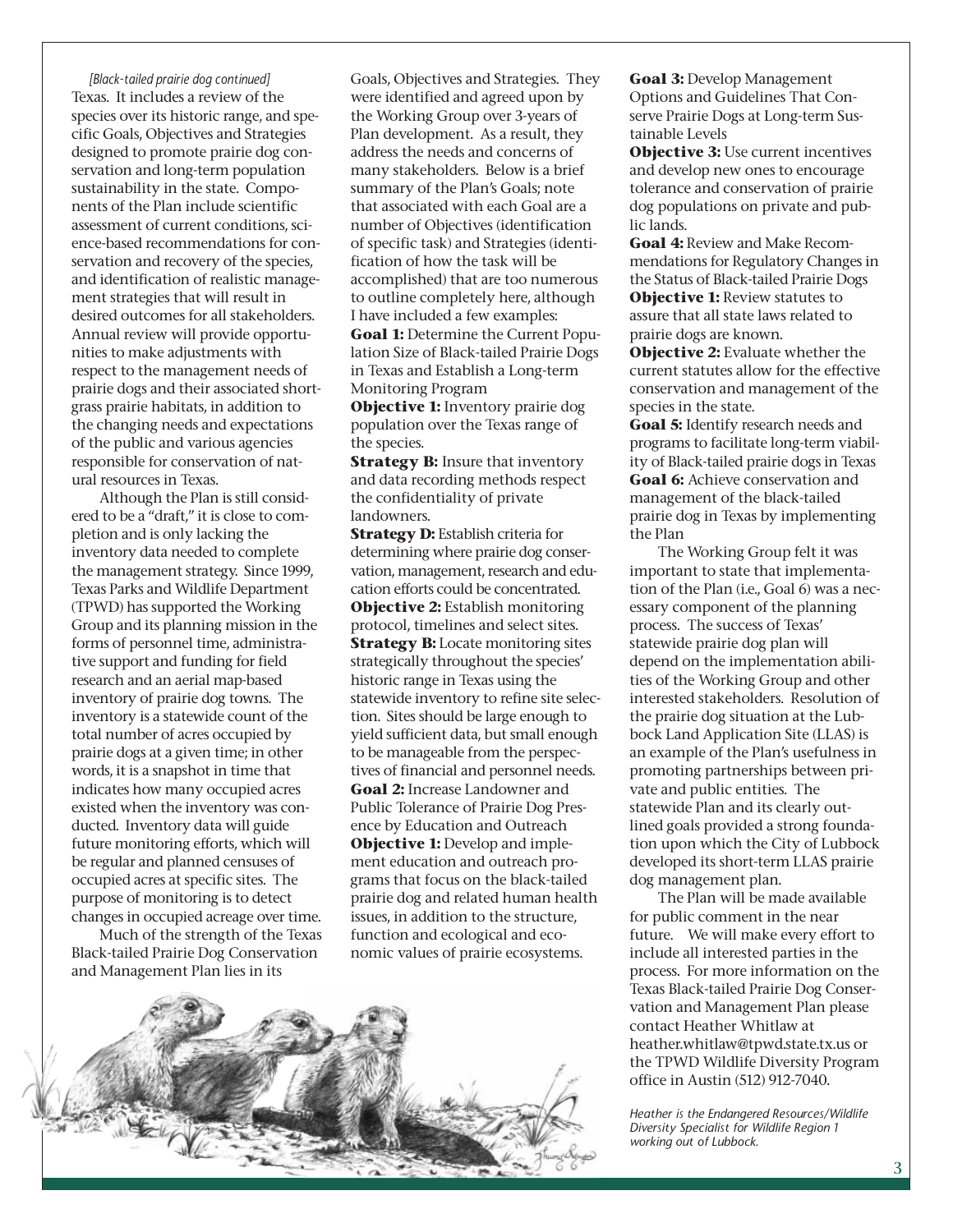*[Black-tailed prairie dog continued]*

Texas. It includes a review of the species over its historic range, and specific Goals, Objectives and Strategies designed to promote prairie dog conservation and long-term population sustainability in the state. Components of the Plan include scientific assessment of current conditions, science-based recommendations for conservation and recovery of the species, and identification of realistic management strategies that will result in desired outcomes for all stakeholders. Annual review will provide opportunities to make adjustments with respect to the management needs of prairie dogs and their associated shortgrass prairie habitats, in addition to the changing needs and expectations of the public and various agencies responsible for conservation of natural resources in Texas.

Although the Plan is still considered to be a "draft," it is close to completion and is only lacking the inventory data needed to complete the management strategy. Since 1999, Texas Parks and Wildlife Department (TPWD) has supported the Working Group and its planning mission in the forms of personnel time, administrative support and funding for field research and an aerial map-based inventory of prairie dog towns. The inventory is a statewide count of the total number of acres occupied by prairie dogs at a given time; in other words, it is a snapshot in time that indicates how many occupied acres existed when the inventory was conducted. Inventory data will guide future monitoring efforts, which will be regular and planned censuses of occupied acres at specific sites. The purpose of monitoring is to detect changes in occupied acreage over time.

Much of the strength of the Texas Black-tailed Prairie Dog Conservation and Management Plan lies in its Goals, Objectives and Strategies. They were identified and agreed upon by the Working Group over 3-years of Plan development. As a result, they address the needs and concerns of many stakeholders. Below is a brief summary of the Plan's Goals; note that associated with each Goal are a number of Objectives (identification of specific task) and Strategies (identification of how the task will be accomplished) that are too numerous to outline completely here, although I have included a few examples:

**Goal 1:** Determine the Current Population Size of Black-tailed Prairie Dogs in Texas and Establish a Long-term Monitoring Program

**Objective 1:** Inventory prairie dog population over the Texas range of the species.

**Strategy B:** Insure that inventory and data recording methods respect the confidentiality of private landowners.

**Strategy D:** Establish criteria for determining where prairie dog conservation, management, research and education efforts could be concentrated.

**Objective 2:** Establish monitoring protocol, timelines and select sites.

**Strategy B:** Locate monitoring sites strategically throughout the species' historic range in Texas using the statewide inventory to refine site selection. Sites should be large enough to yield sufficient data, but small enough to be manageable from the perspectives of financial and personnel needs.

**Goal 2:** Increase Landowner and Public Tolerance of Prairie Dog Presence by Education and Outreach

**Objective 1:** Develop and implement education and outreach programs that focus on the black-tailed prairie dog and related human health issues, in addition to the structure, function and ecological and economic values of prairie ecosystems.

**Goal 3:** Develop Management Options and Guidelines That Conserve Prairie Dogs at Long-term Sustainable Levels

**Objective 3:** Use current incentives and develop new ones to encourage tolerance and conservation of prairie dog populations on private and public lands.

**Goal 4:** Review and Make Recommendations for Regulatory Changes in the Status of Black-tailed Prairie Dogs

**Objective 1:** Review statutes to assure that all state laws related to prairie dogs are known.

**Objective 2:** Evaluate whether the current statutes allow for the effective conservation and management of the species in the state.

**Goal 5:** Identify research needs and programs to facilitate long-term viability of Black-tailed prairie dogs in Texas

**Goal 6:** Achieve conservation and management of the black-tailed prairie dog in Texas by implementing the Plan

The Working Group felt it was important to state that implementation of the Plan (i.e., Goal 6) was a necessary component of the planning process. The success of Texas' statewide prairie dog plan will depend on the implementation abilities of the Working Group and other interested stakeholders. Resolution of the prairie dog situation at the Lubbock Land Application Site (LLAS) is an example of the Plan's usefulness in promoting partnerships between private and public entities. The statewide Plan and its clearly outlined goals provided a strong foundation upon which the City of Lubbock developed its short-term LLAS prairie dog management plan.

The Plan will be made available for public comment in the near future. We will make every effort to include all interested parties in the process. For more information on the Texas Black-tailed Prairie Dog Conservation and Management Plan please contact Heather Whitlaw at heather.whitlaw@tpwd.state.tx.us or the TPWD Wildlife Diversity Program office in Austin (512) 912-7040.

*Heather is the Endangered Resources/Wildlife Diversity Specialist for Wildlife Region 1 working out of Lubbock.*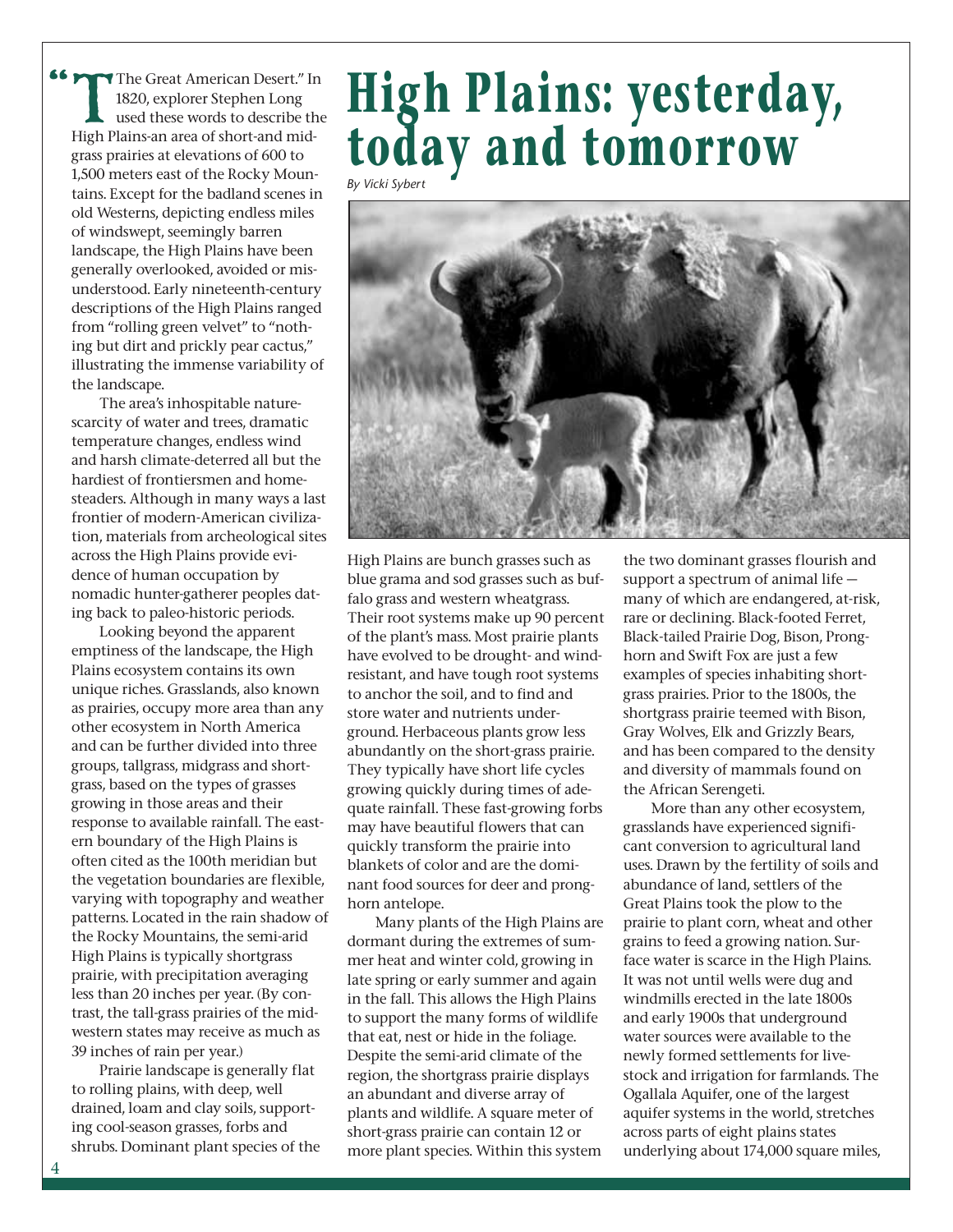# High Plains: yesterday, today and tomorrow

*By Vicki Sybert*

"The Great American Desert." In 1820, explorer Stephen Long used these words to describe the High Plains-an area of short-and mid-grass prairies at elevations of 600 to 1,500 meters east of the Rocky Mountains. Except for the badland scenes in old Westerns, depicting endless miles of windswept, seemingly barren landscape, the High Plains have been generally overlooked, avoided or misunderstood. Early nineteenth-century descriptions of the High Plains ranged from "rolling green velvet" to "nothing but dirt and prickly pear cactus," illustrating the immense variability of the landscape.

The area's inhospitable nature-scarcity of water and trees, dramatic temperature changes, endless wind and harsh climate-deterred all but the hardiest of frontiersmen and homesteaders. Although in many ways a last frontier of modern-American civilization, materials from archeological sites across the High Plains provide evidence of human occupation by nomadic hunter-gatherer peoples dating back to paleo-historic periods.

Looking beyond the apparent emptiness of the landscape, the High Plains ecosystem contains its own unique riches. Grasslands, also known as prairies, occupy more area than any other ecosystem in North America and can be further divided into three groups, tallgrass, midgrass and shortgrass, based on the types of grasses growing in those areas and their response to available rainfall. The eastern boundary of the High Plains is often cited as the 100th meridian but the vegetation boundaries are flexible, varying with topography and weather patterns. Located in the rain shadow of the Rocky Mountains, the semi-arid High Plains is typically shortgrass prairie, with precipitation averaging less than 20 inches per year. (By contrast, the tall-grass prairies of the midwestern states may receive as much as 39 inches of rain per year.)

Prairie landscape is generally flat to rolling plains, with deep, well drained, loam and clay soils, supporting cool-season grasses, forbs and shrubs. Dominant plant species of the High Plains are bunch grasses such as blue grama and sod grasses such as buffalo grass and western wheatgrass. Their root systems make up 90 percent of the plant's mass. Most prairie plants have evolved to be drought- and wind-resistant, and have tough root systems to anchor the soil, and to find and store water and nutrients underground. Herbaceous plants grow less abundantly on the short-grass prairie. They typically have short life cycles growing quickly during times of adequate rainfall. These fast-growing forbs may have beautiful flowers that can quickly transform the prairie into blankets of color and are the dominant food sources for deer and pronghorn antelope.

Many plants of the High Plains are dormant during the extremes of summer heat and winter cold, growing in late spring or early summer and again in the fall. This allows the High Plains to support the many forms of wildlife that eat, nest or hide in the foliage. Despite the semi-arid climate of the region, the shortgrass prairie displays an abundant and diverse array of plants and wildlife. A square meter of short-grass prairie can contain 12 or more plant species. Within this system the two dominant grasses flourish and support a spectrum of animal life — many of which are endangered, at-risk, rare or declining. Black-footed Ferret, Black-tailed Prairie Dog, Bison, Pronghorn and Swift Fox are just a few examples of species inhabiting shortgrass prairies. Prior to the 1800s, the shortgrass prairie teemed with Bison, Gray Wolves, Elk and Grizzly Bears, and has been compared to the density and diversity of mammals found on the African Serengeti.

More than any other ecosystem, grasslands have experienced significant conversion to agricultural land uses. Drawn by the fertility of soils and abundance of land, settlers of the Great Plains took the plow to the prairie to plant corn, wheat and other grains to feed a growing nation. Surface water is scarce in the High Plains. It was not until wells were dug and windmills erected in the late 1800s and early 1900s that underground water sources were available to the newly formed settlements for livestock and irrigation for farmlands. The Ogallala Aquifer, one of the largest aquifer systems in the world, stretches across parts of eight plains states underlying about 174,000 square miles,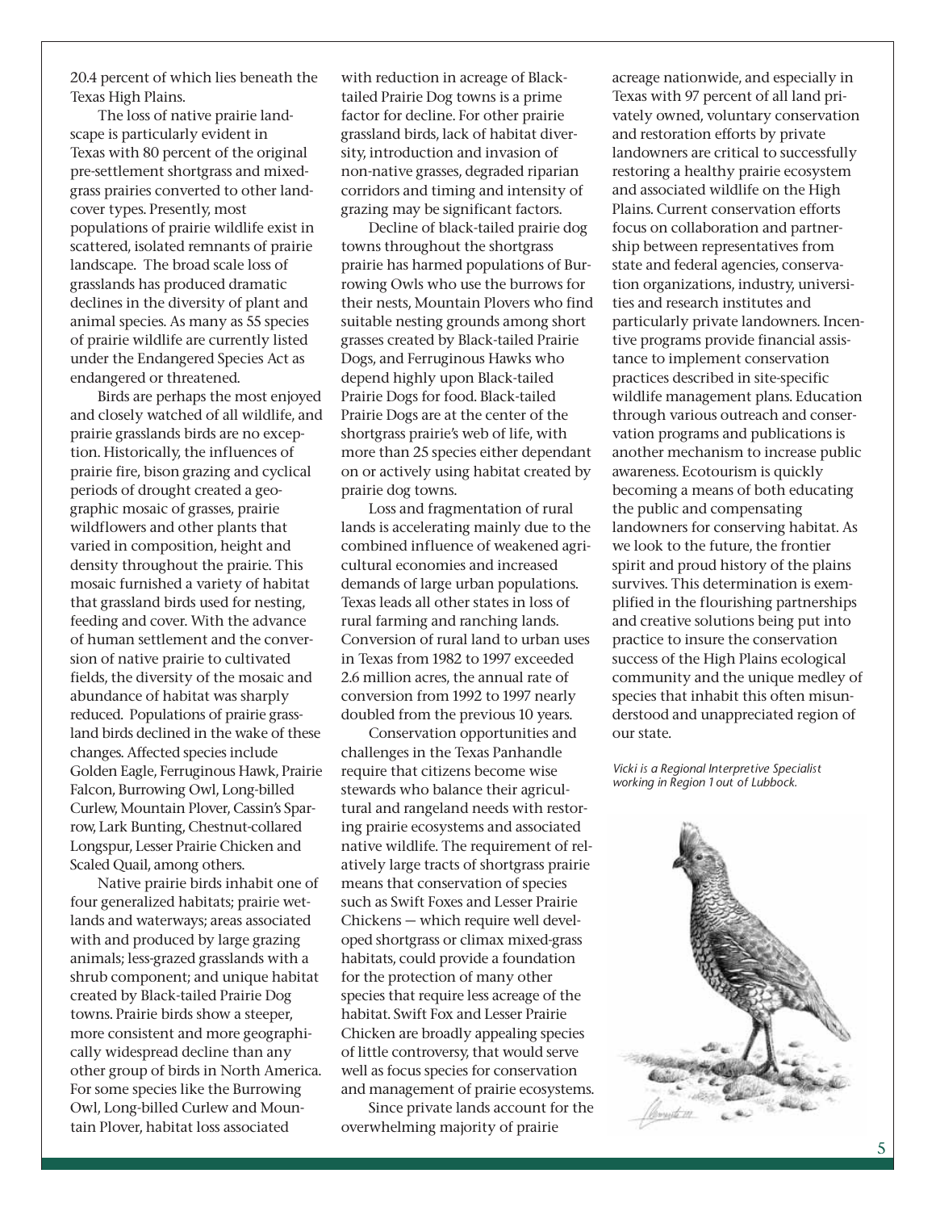20.4 percent of which lies beneath the Texas High Plains.

The loss of native prairie landscape is particularly evident in Texas with 80 percent of the original pre-settlement shortgrass and mixed-grass prairies converted to other land-cover types. Presently, most populations of prairie wildlife exist in scattered, isolated remnants of prairie landscape. The broad scale loss of grasslands has produced dramatic declines in the diversity of plant and animal species. As many as 55 species of prairie wildlife are currently listed under the Endangered Species Act as endangered or threatened.

Birds are perhaps the most enjoyed and closely watched of all wildlife, and prairie grasslands birds are no exception. Historically, the influences of prairie fire, bison grazing and cyclical periods of drought created a geographic mosaic of grasses, prairie wildflowers and other plants that varied in composition, height and density throughout the prairie. This mosaic furnished a variety of habitat that grassland birds used for nesting, feeding and cover. With the advance of human settlement and the conversion of native prairie to cultivated fields, the diversity of the mosaic and abundance of habitat was sharply reduced. Populations of prairie grassland birds declined in the wake of these changes. Affected species include Golden Eagle, Ferruginous Hawk, Prairie Falcon, Burrowing Owl, Long-billed Curlew, Mountain Plover, Cassin's Sparrow, Lark Bunting, Chestnut-collared Longspur, Lesser Prairie Chicken and Scaled Quail, among others.

Native prairie birds inhabit one of four generalized habitats; prairie wetlands and waterways; areas associated with and produced by large grazing animals; less-grazed grasslands with a shrub component; and unique habitat created by Black-tailed Prairie Dog towns. Prairie birds show a steeper, more consistent and more geographically widespread decline than any other group of birds in North America. For some species like the Burrowing Owl, Long-billed Curlew and Mountain Plover, habitat loss associated with reduction in acreage of Black-tailed Prairie Dog towns is a prime factor for decline. For other prairie grassland birds, lack of habitat diversity, introduction and invasion of non-native grasses, degraded riparian corridors and timing and intensity of grazing may be significant factors.

Decline of black-tailed prairie dog towns throughout the shortgrass prairie has harmed populations of Burrowing Owls who use the burrows for their nests, Mountain Plovers who find suitable nesting grounds among short grasses created by Black-tailed Prairie Dogs, and Ferruginous Hawks who depend highly upon Black-tailed Prairie Dogs for food. Black-tailed Prairie Dogs are at the center of the shortgrass prairie's web of life, with more than 25 species either dependant on or actively using habitat created by prairie dog towns.

Loss and fragmentation of rural lands is accelerating mainly due to the combined influence of weakened agricultural economies and increased demands of large urban populations. Texas leads all other states in loss of rural farming and ranching lands. Conversion of rural land to urban uses in Texas from 1982 to 1997 exceeded 2.6 million acres, the annual rate of conversion from 1992 to 1997 nearly doubled from the previous 10 years.

Conservation opportunities and challenges in the Texas Panhandle require that citizens become wise stewards who balance their agricultural and rangeland needs with restoring prairie ecosystems and associated native wildlife. The requirement of relatively large tracts of shortgrass prairie means that conservation of species such as Swift Foxes and Lesser Prairie Chickens — which require well developed shortgrass or climax mixed-grass habitats, could provide a foundation for the protection of many other species that require less acreage of the habitat. Swift Fox and Lesser Prairie Chicken are broadly appealing species of little controversy, that would serve well as focus species for conservation and management of prairie ecosystems.

Since private lands account for the overwhelming majority of prairie acreage nationwide, and especially in Texas with 97 percent of all land privately owned, voluntary conservation and restoration efforts by private landowners are critical to successfully restoring a healthy prairie ecosystem and associated wildlife on the High Plains. Current conservation efforts focus on collaboration and partnership between representatives from state and federal agencies, conservation organizations, industry, universities and research institutes and particularly private landowners. Incentive programs provide financial assistance to implement conservation practices described in site-specific wildlife management plans. Education through various outreach and conservation programs and publications is another mechanism to increase public awareness. Ecotourism is quickly becoming a means of both educating the public and compensating landowners for conserving habitat. As we look to the future, the frontier spirit and proud history of the plains survives. This determination is exemplified in the flourishing partnerships and creative solutions being put into practice to insure the conservation success of the High Plains ecological community and the unique medley of species that inhabit this often misunderstood and unappreciated region of our state.

*Vicki is a Regional Interpretive Specialist working in Region 1 out of Lubbock.*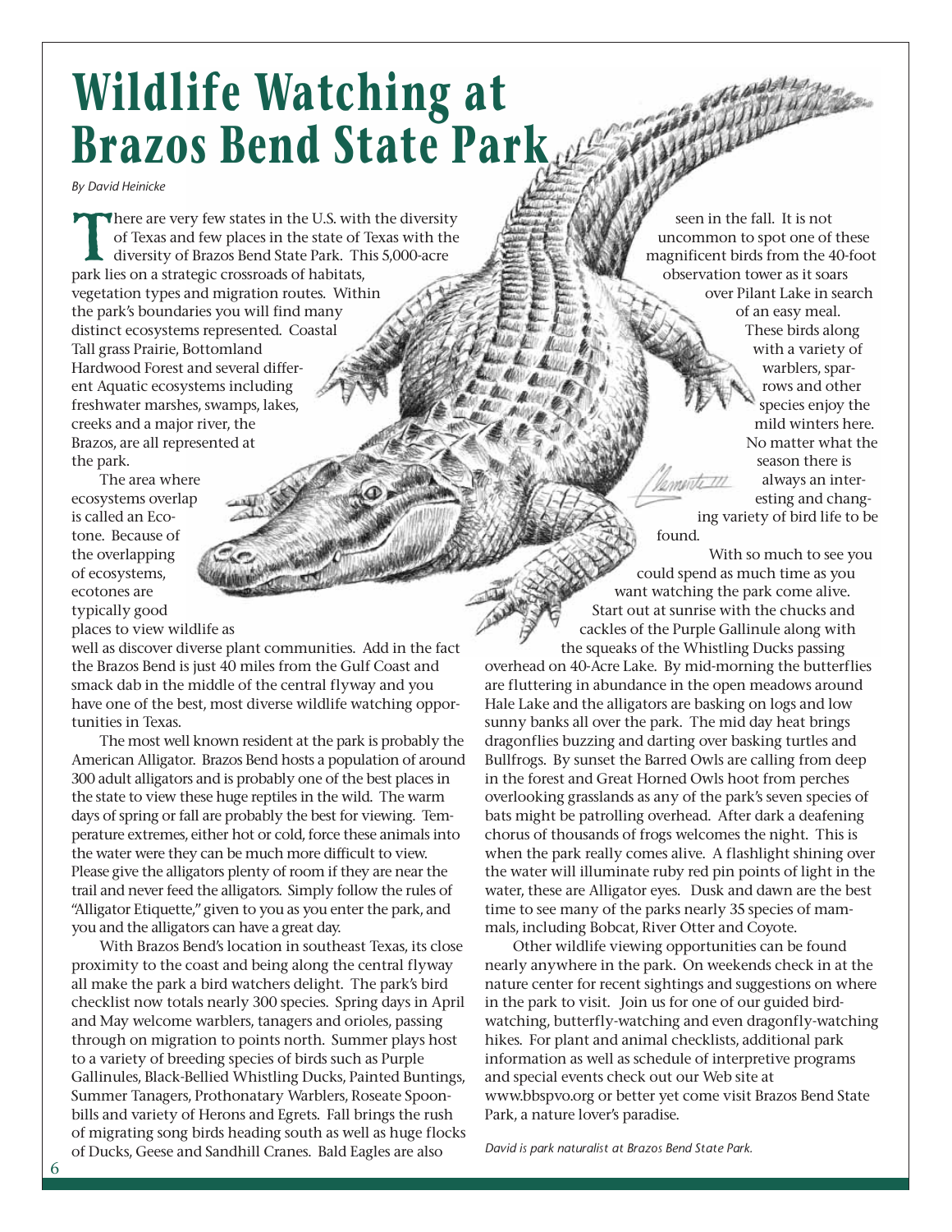# Wildlife Watching at Brazos Bend State Park

*By David Heinicke*

There are very few states in the U.S. with the diversity of Texas and few places in the state of Texas with the diversity of Brazos Bend State Park. This 5,000-acre park lies on a strategic crossroads of habitats, vegetation types and migration routes. Within the park's boundaries you will find many distinct ecosystems represented. Coastal Tall grass Prairie, Bottomland Hardwood Forest and several different Aquatic ecosystems including freshwater marshes, swamps, lakes, creeks and a major river, the Brazos, are all represented at the park.

The area where ecosystems overlap is called an Ecotone. Because of the overlapping of ecosystems, ecotones are typically good places to view wildlife as well as discover diverse plant communities. Add in the fact the Brazos Bend is just 40 miles from the Gulf Coast and smack dab in the middle of the central flyway and you have one of the best, most diverse wildlife watching opportunities in Texas.

The most well known resident at the park is probably the American Alligator. Brazos Bend hosts a population of around 300 adult alligators and is probably one of the best places in the state to view these huge reptiles in the wild. The warm days of spring or fall are probably the best for viewing. Temperature extremes, either hot or cold, force these animals into the water were they can be much more difficult to view. Please give the alligators plenty of room if they are near the trail and never feed the alligators. Simply follow the rules of "Alligator Etiquette," given to you as you enter the park, and you and the alligators can have a great day.

With Brazos Bend's location in southeast Texas, its close proximity to the coast and being along the central flyway all make the park a bird watchers delight. The park's bird checklist now totals nearly 300 species. Spring days in April and May welcome warblers, tanagers and orioles, passing through on migration to points north. Summer plays host to a variety of breeding species of birds such as Purple Gallinules, Black-Bellied Whistling Ducks, Painted Buntings, Summer Tanagers, Prothonatary Warblers, Roseate Spoonbills and variety of Herons and Egrets. Fall brings the rush of migrating song birds heading south as well as huge flocks of Ducks, Geese and Sandhill Cranes. Bald Eagles are also seen in the fall. It is not uncommon to spot one of these magnificent birds from the 40-foot observation tower as it soars over Pilant Lake in search of an easy meal. These birds along with a variety of warblers, sparrows and other species enjoy the mild winters here. No matter what the season there is always an interesting and changing variety of bird life to be found.

With so much to see you could spend as much time as you want watching the park come alive. Start out at sunrise with the chucks and cackles of the Purple Gallinule along with the squeaks of the Whistling Ducks passing overhead on 40-Acre Lake. By mid-morning the butterflies are fluttering in abundance in the open meadows around Hale Lake and the alligators are basking on logs and low sunny banks all over the park. The mid day heat brings dragonflies buzzing and darting over basking turtles and Bullfrogs. By sunset the Barred Owls are calling from deep in the forest and Great Horned Owls hoot from perches overlooking grasslands as any of the park's seven species of bats might be patrolling overhead. After dark a deafening chorus of thousands of frogs welcomes the night. This is when the park really comes alive. A flashlight shining over the water will illuminate ruby red pin points of light in the water, these are Alligator eyes. Dusk and dawn are the best time to see many of the parks nearly 35 species of mammals, including Bobcat, River Otter and Coyote.

Other wildlife viewing opportunities can be found nearly anywhere in the park. On weekends check in at the nature center for recent sightings and suggestions on where in the park to visit. Join us for one of our guided birdwatching, butterfly-watching and even dragonfly-watching hikes. For plant and animal checklists, additional park information as well as schedule of interpretive programs and special events check out our Web site at www.bbspvo.org or better yet come visit Brazos Bend State Park, a nature lover's paradise.

*David is park naturalist at Brazos Bend State Park.*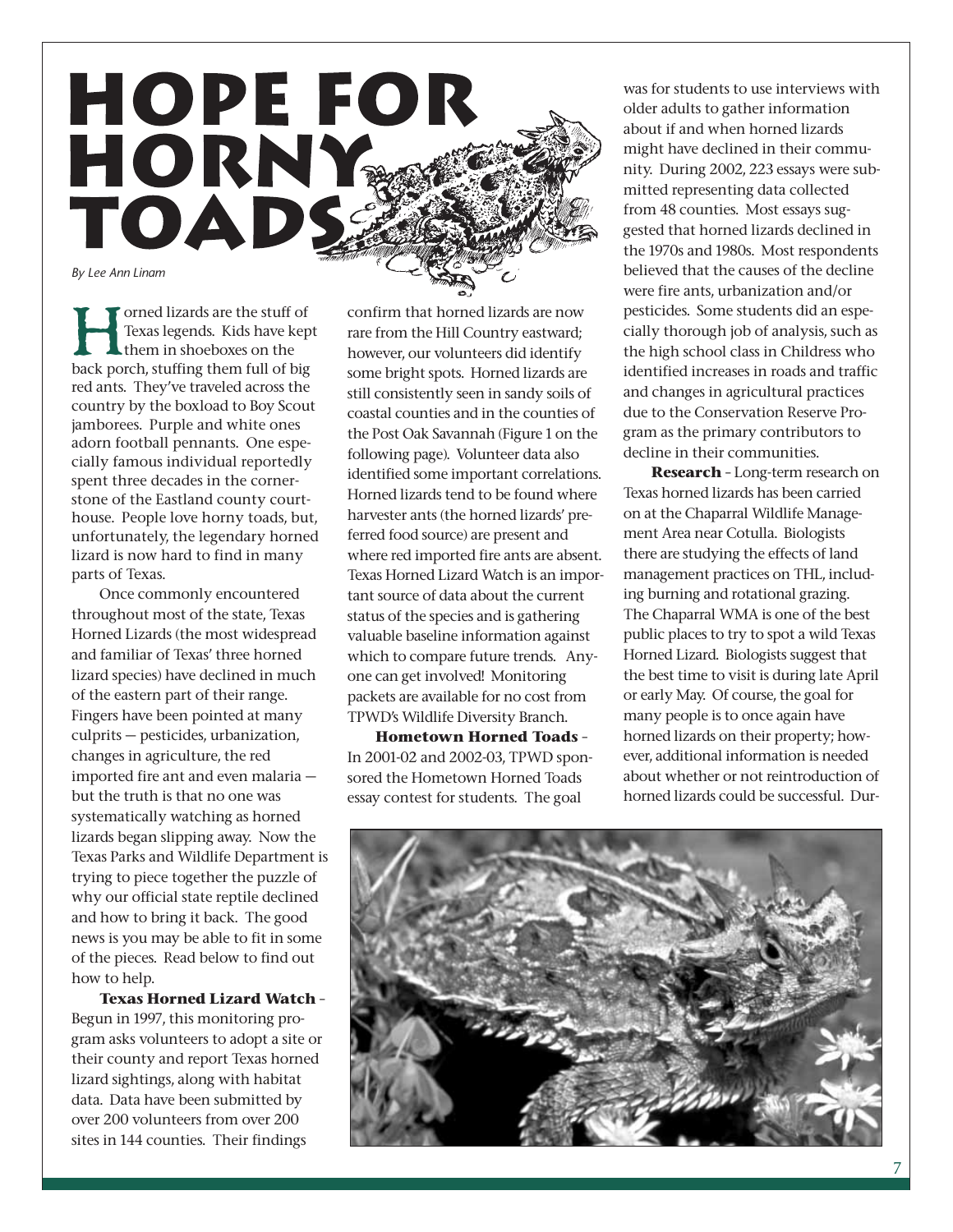# HOPE FOR HORNY TOADS

*By Lee Ann Linam*

Horned lizards are the stuff of Texas legends. Kids have kept them in shoeboxes on the back porch, stuffing them full of big red ants. They've traveled across the country by the boxload to Boy Scout jamborees. Purple and white ones adorn football pennants. One especially famous individual reportedly spent three decades in the cornerstone of the Eastland county courthouse. People love horny toads, but, unfortunately, the legendary horned lizard is now hard to find in many parts of Texas.

Once commonly encountered throughout most of the state, Texas Horned Lizards (the most widespread and familiar of Texas' three horned lizard species) have declined in much of the eastern part of their range. Fingers have been pointed at many culprits — pesticides, urbanization, changes in agriculture, the red imported fire ant and even malaria — but the truth is that no one was systematically watching as horned lizards began slipping away. Now the Texas Parks and Wildlife Department is trying to piece together the puzzle of why our official state reptile declined and how to bring it back. The good news is you may be able to fit in some of the pieces. Read below to find out how to help.

**Texas Horned Lizard Watch** – Begun in 1997, this monitoring program asks volunteers to adopt a site or their county and report Texas horned lizard sightings, along with habitat data. Data have been submitted by over 200 volunteers from over 200 sites in 144 counties. Their findings confirm that horned lizards are now rare from the Hill Country eastward; however, our volunteers did identify some bright spots. Horned lizards are still consistently seen in sandy soils of coastal counties and in the counties of the Post Oak Savannah (Figure 1 on the following page). Volunteer data also identified some important correlations. Horned lizards tend to be found where harvester ants (the horned lizards' preferred food source) are present and where red imported fire ants are absent. Texas Horned Lizard Watch is an important source of data about the current status of the species and is gathering valuable baseline information against which to compare future trends. Anyone can get involved! Monitoring packets are available for no cost from TPWD's Wildlife Diversity Branch.

**Hometown Horned Toads** – In 2001-02 and 2002-03, TPWD sponsored the Hometown Horned Toads essay contest for students. The goal was for students to use interviews with older adults to gather information about if and when horned lizards might have declined in their community. During 2002, 223 essays were submitted representing data collected from 48 counties. Most essays suggested that horned lizards declined in the 1970s and 1980s. Most respondents believed that the causes of the decline were fire ants, urbanization and/or pesticides. Some students did an especially thorough job of analysis, such as the high school class in Childress who identified increases in roads and traffic and changes in agricultural practices due to the Conservation Reserve Program as the primary contributors to decline in their communities.

**Research** – Long-term research on Texas horned lizards has been carried on at the Chaparral Wildlife Management Area near Cotulla. Biologists there are studying the effects of land management practices on THL, including burning and rotational grazing. The Chaparral WMA is one of the best public places to try to spot a wild Texas Horned Lizard. Biologists suggest that the best time to visit is during late April or early May. Of course, the goal for many people is to once again have horned lizards on their property; however, additional information is needed about whether or not reintroduction of horned lizards could be successful. Dur-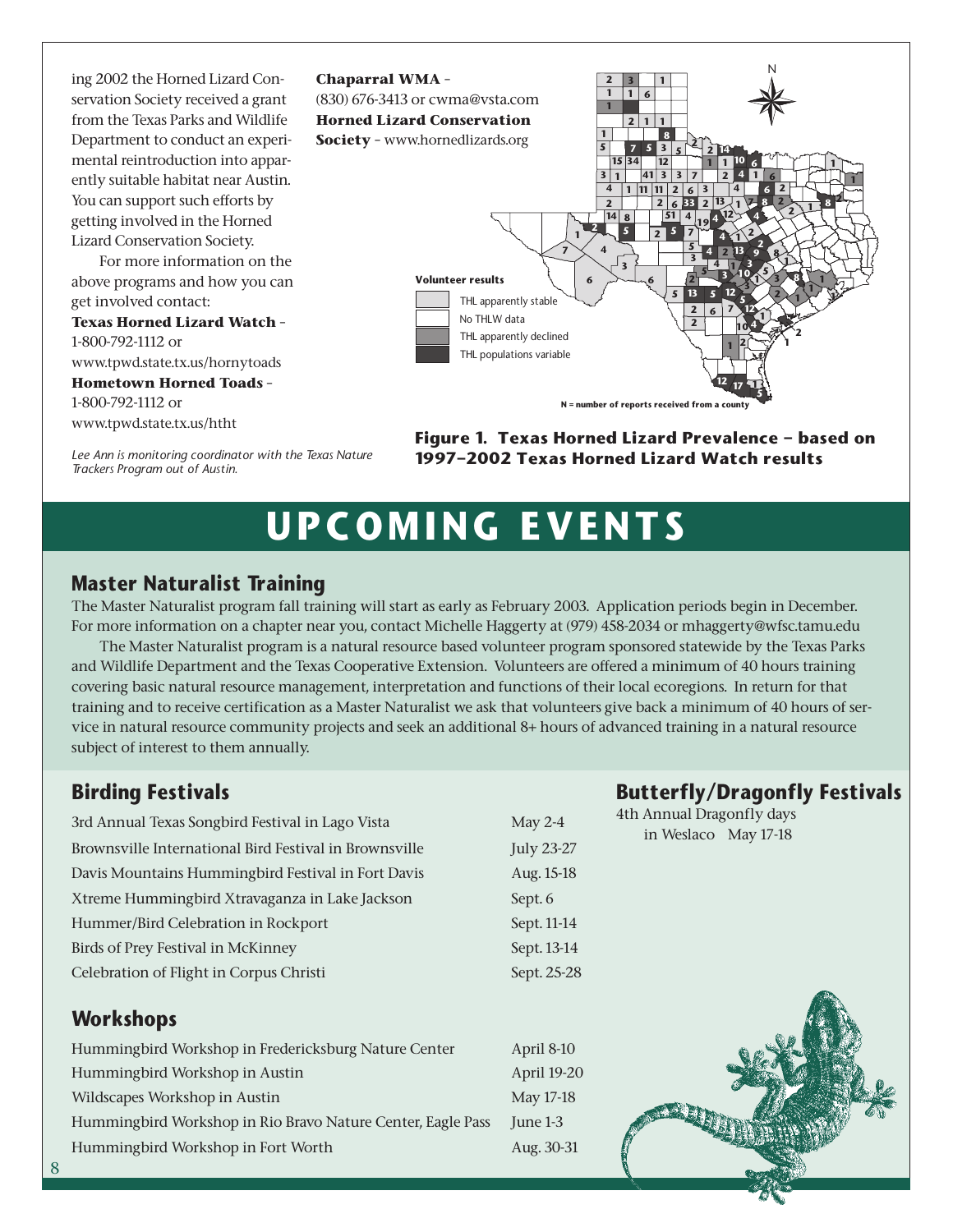ing 2002 the Horned Lizard Conservation Society received a grant from the Texas Parks and Wildlife Department to conduct an experimental reintroduction into apparently suitable habitat near Austin. You can support such efforts by getting involved in the Horned Lizard Conservation Society.

For more information on the above programs and how you can get involved contact:

**Texas Horned Lizard Watch** – 1-800-792-1112 or www.tpwd.state.tx.us/hornytoads

**Hometown Horned Toads** – 1-800-792-1112 or www.tpwd.state.tx.us/htht

**Chaparral WMA** – (830) 676-3413 or cwma@vsta.com

**Horned Lizard Conservation Society** – www.hornedlizards.org

*Lee Ann is monitoring coordinator with the Texas Nature Trackers Program out of Austin.*

Volunteer results
- THL apparently stable
- No THLW data
- THL apparently declined
- THL populations variable

N = number of reports received from a county

**Figure 1. Texas Horned Lizard Prevalence – based on 1997–2002 Texas Horned Lizard Watch results**

# UPCOMING EVENTS

## Master Naturalist Training

The Master Naturalist program fall training will start as early as February 2003. Application periods begin in December. For more information on a chapter near you, contact Michelle Haggerty at (979) 458-2034 or mhaggerty@wfsc.tamu.edu

The Master Naturalist program is a natural resource based volunteer program sponsored statewide by the Texas Parks and Wildlife Department and the Texas Cooperative Extension. Volunteers are offered a minimum of 40 hours training covering basic natural resource management, interpretation and functions of their local ecoregions. In return for that training and to receive certification as a Master Naturalist we ask that volunteers give back a minimum of 40 hours of service in natural resource community projects and seek an additional 8+ hours of advanced training in a natural resource subject of interest to them annually.

## Birding Festivals

| | |
|---|---|
| 3rd Annual Texas Songbird Festival in Lago Vista | May 2-4 |
| Brownsville International Bird Festival in Brownsville | July 23-27 |
| Davis Mountains Hummingbird Festival in Fort Davis | Aug. 15-18 |
| Xtreme Hummingbird Xtravaganza in Lake Jackson | Sept. 6 |
| Hummer/Bird Celebration in Rockport | Sept. 11-14 |
| Birds of Prey Festival in McKinney | Sept. 13-14 |
| Celebration of Flight in Corpus Christi | Sept. 25-28 |

## Workshops

| | |
|---|---|
| Hummingbird Workshop in Fredericksburg Nature Center | April 8-10 |
| Hummingbird Workshop in Austin | April 19-20 |
| Wildscapes Workshop in Austin | May 17-18 |
| Hummingbird Workshop in Rio Bravo Nature Center, Eagle Pass | June 1-3 |
| Hummingbird Workshop in Fort Worth | Aug. 30-31 |

## Butterfly/Dragonfly Festivals

4th Annual Dragonfly days in Weslaco May 17-18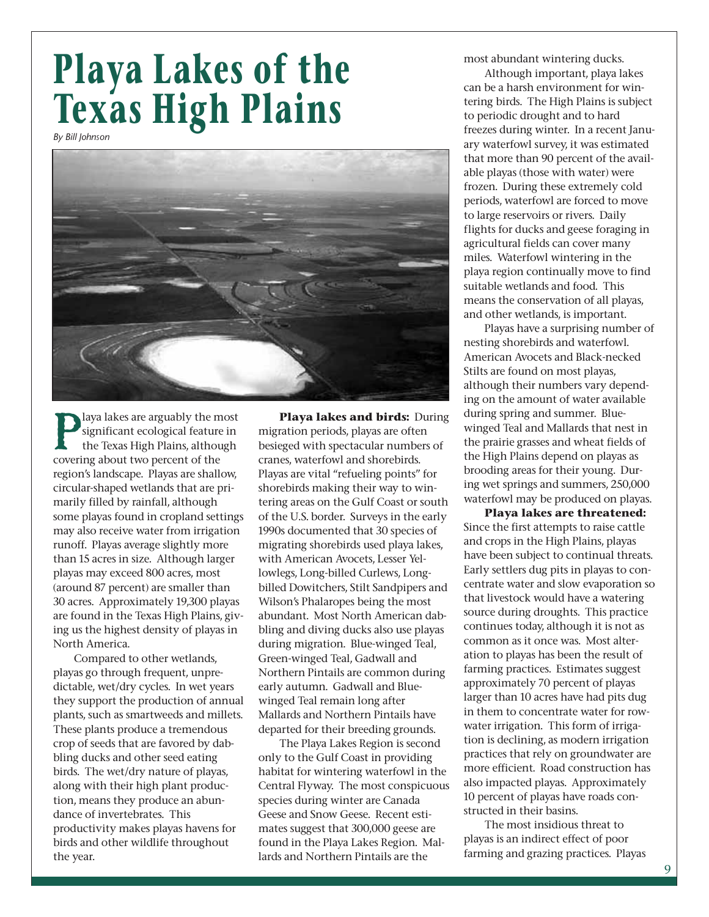# Playa Lakes of the Texas High Plains

*By Bill Johnson*

Playa lakes are arguably the most significant ecological feature in the Texas High Plains, although covering about two percent of the region's landscape. Playas are shallow, circular-shaped wetlands that are primarily filled by rainfall, although some playas found in cropland settings may also receive water from irrigation runoff. Playas average slightly more than 15 acres in size. Although larger playas may exceed 800 acres, most (around 87 percent) are smaller than 30 acres. Approximately 19,300 playas are found in the Texas High Plains, giving us the highest density of playas in North America.

Compared to other wetlands, playas go through frequent, unpredictable, wet/dry cycles. In wet years they support the production of annual plants, such as smartweeds and millets. These plants produce a tremendous crop of seeds that are favored by dabbling ducks and other seed eating birds. The wet/dry nature of playas, along with their high plant production, means they produce an abundance of invertebrates. This productivity makes playas havens for birds and other wildlife throughout the year.

**Playa lakes and birds:** During migration periods, playas are often besieged with spectacular numbers of cranes, waterfowl and shorebirds. Playas are vital "refueling points" for shorebirds making their way to wintering areas on the Gulf Coast or south of the U.S. border. Surveys in the early 1990s documented that 30 species of migrating shorebirds used playa lakes, with American Avocets, Lesser Yellowlegs, Long-billed Curlews, Long-billed Dowitchers, Stilt Sandpipers and Wilson's Phalaropes being the most abundant. Most North American dabbling and diving ducks also use playas during migration. Blue-winged Teal, Green-winged Teal, Gadwall and Northern Pintails are common during early autumn. Gadwall and Blue-winged Teal remain long after Mallards and Northern Pintails have departed for their breeding grounds.

The Playa Lakes Region is second only to the Gulf Coast in providing habitat for wintering waterfowl in the Central Flyway. The most conspicuous species during winter are Canada Geese and Snow Geese. Recent estimates suggest that 300,000 geese are found in the Playa Lakes Region. Mallards and Northern Pintails are the most abundant wintering ducks.

Although important, playa lakes can be a harsh environment for wintering birds. The High Plains is subject to periodic drought and to hard freezes during winter. In a recent January waterfowl survey, it was estimated that more than 90 percent of the available playas (those with water) were frozen. During these extremely cold periods, waterfowl are forced to move to large reservoirs or rivers. Daily flights for ducks and geese foraging in agricultural fields can cover many miles. Waterfowl wintering in the playa region continually move to find suitable wetlands and food. This means the conservation of all playas, and other wetlands, is important.

Playas have a surprising number of nesting shorebirds and waterfowl. American Avocets and Black-necked Stilts are found on most playas, although their numbers vary depending on the amount of water available during spring and summer. Blue-winged Teal and Mallards that nest in the prairie grasses and wheat fields of the High Plains depend on playas as brooding areas for their young. During wet springs and summers, 250,000 waterfowl may be produced on playas.

**Playa lakes are threatened:** Since the first attempts to raise cattle and crops in the High Plains, playas have been subject to continual threats. Early settlers dug pits in playas to concentrate water and slow evaporation so that livestock would have a watering source during droughts. This practice continues today, although it is not as common as it once was. Most alteration to playas has been the result of farming practices. Estimates suggest approximately 70 percent of playas larger than 10 acres have had pits dug in them to concentrate water for row-water irrigation. This form of irrigation is declining, as modern irrigation practices that rely on groundwater are more efficient. Road construction has also impacted playas. Approximately 10 percent of playas have roads constructed in their basins.

The most insidious threat to playas is an indirect effect of poor farming and grazing practices. Playas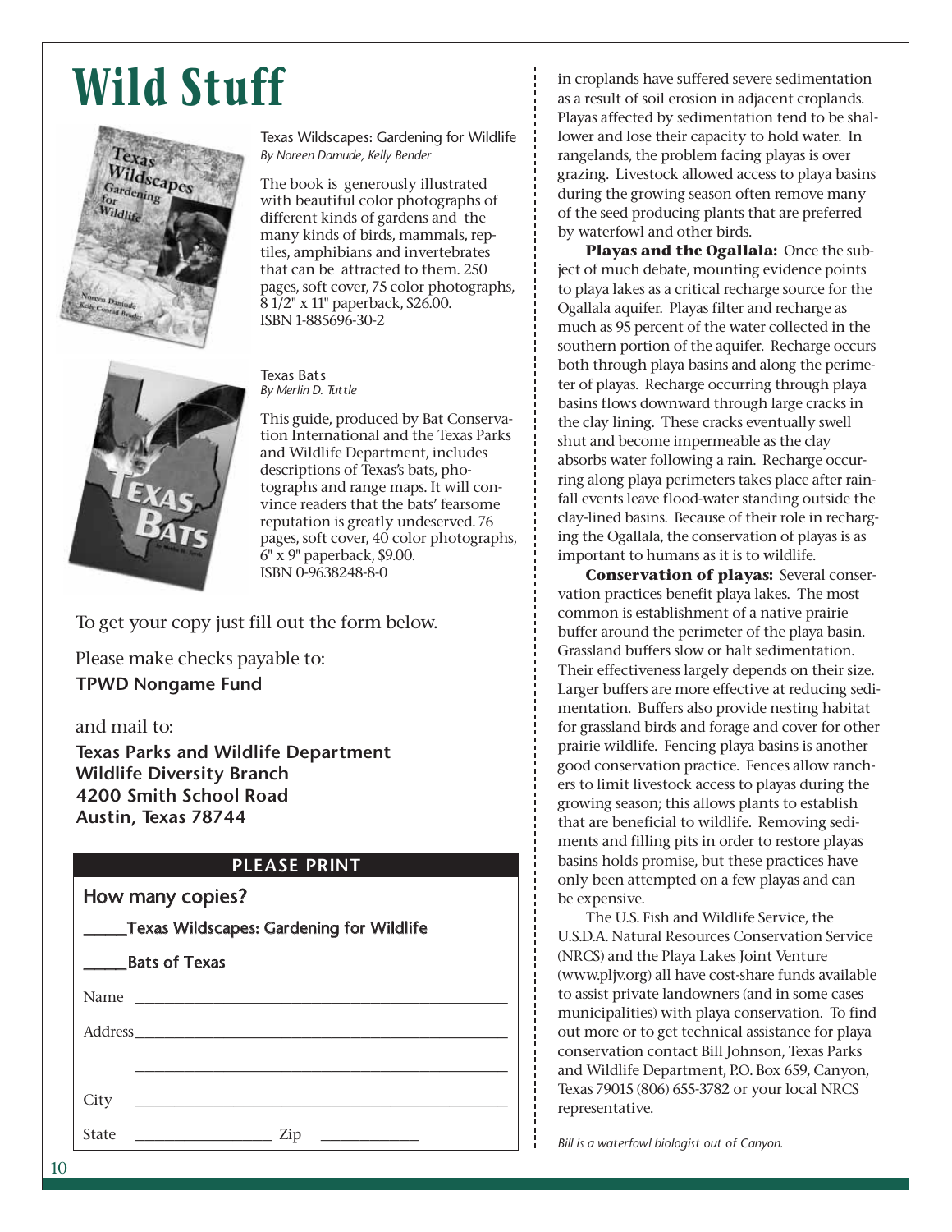# Wild Stuff

Texas Wildscapes: Gardening for Wildlife
*By Noreen Damude, Kelly Bender*

The book is generously illustrated with beautiful color photographs of different kinds of gardens and the many kinds of birds, mammals, reptiles, amphibians and invertebrates that can be attracted to them. 250 pages, soft cover, 75 color photographs, 8 1/2" x 11" paperback, $26.00. ISBN 1-885696-30-2

Texas Bats
*By Merlin D. Tuttle*

This guide, produced by Bat Conservation International and the Texas Parks and Wildlife Department, includes descriptions of Texas's bats, photographs and range maps. It will convince readers that the bats' fearsome reputation is greatly undeserved. 76 pages, soft cover, 40 color photographs, 6" x 9" paperback, $9.00. ISBN 0-9638248-8-0

To get your copy just fill out the form below.

Please make checks payable to:
**TPWD Nongame Fund**

and mail to:
**Texas Parks and Wildlife Department**
**Wildlife Diversity Branch**
**4200 Smith School Road**
**Austin, Texas 78744**

**PLEASE PRINT**

How many copies?

_____Texas Wildscapes: Gardening for Wildlife

_____Bats of Texas

Name ____________________________________________

Address__________________________________________

_________________________________________________

City ____________________________________________

State ________________ Zip ____________

in croplands have suffered severe sedimentation as a result of soil erosion in adjacent croplands. Playas affected by sedimentation tend to be shallower and lose their capacity to hold water. In rangelands, the problem facing playas is over grazing. Livestock allowed access to playa basins during the growing season often remove many of the seed producing plants that are preferred by waterfowl and other birds.

**Playas and the Ogallala:** Once the subject of much debate, mounting evidence points to playa lakes as a critical recharge source for the Ogallala aquifer. Playas filter and recharge as much as 95 percent of the water collected in the southern portion of the aquifer. Recharge occurs both through playa basins and along the perimeter of playas. Recharge occurring through playa basins flows downward through large cracks in the clay lining. These cracks eventually swell shut and become impermeable as the clay absorbs water following a rain. Recharge occurring along playa perimeters takes place after rainfall events leave flood-water standing outside the clay-lined basins. Because of their role in recharging the Ogallala, the conservation of playas is as important to humans as it is to wildlife.

**Conservation of playas:** Several conservation practices benefit playa lakes. The most common is establishment of a native prairie buffer around the perimeter of the playa basin. Grassland buffers slow or halt sedimentation. Their effectiveness largely depends on their size. Larger buffers are more effective at reducing sedimentation. Buffers also provide nesting habitat for grassland birds and forage and cover for other prairie wildlife. Fencing playa basins is another good conservation practice. Fences allow ranchers to limit livestock access to playas during the growing season; this allows plants to establish that are beneficial to wildlife. Removing sediments and filling pits in order to restore playas basins holds promise, but these practices have only been attempted on a few playas and can be expensive.

The U.S. Fish and Wildlife Service, the U.S.D.A. Natural Resources Conservation Service (NRCS) and the Playa Lakes Joint Venture (www.pljv.org) all have cost-share funds available to assist private landowners (and in some cases municipalities) with playa conservation. To find out more or to get technical assistance for playa conservation contact Bill Johnson, Texas Parks and Wildlife Department, P.O. Box 659, Canyon, Texas 79015 (806) 655-3782 or your local NRCS representative.

*Bill is a waterfowl biologist out of Canyon.*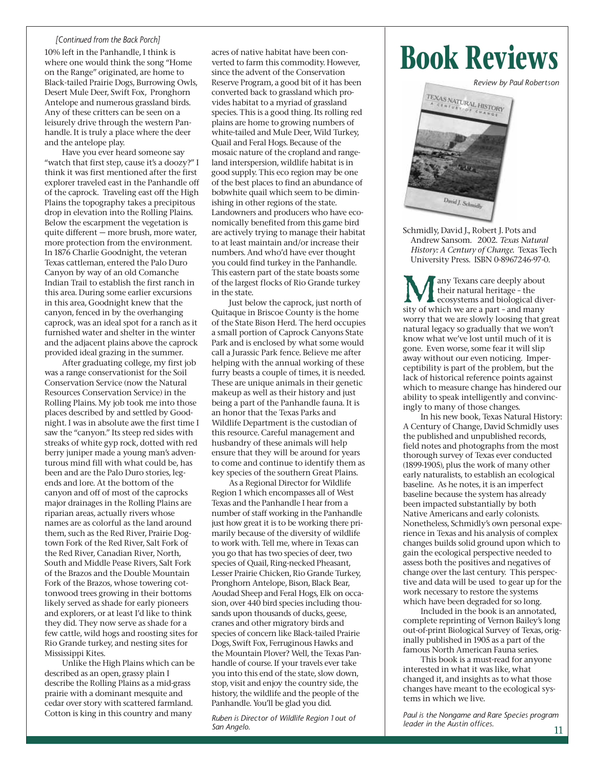*[Continued from the Back Porch]*

10% left in the Panhandle, I think is where one would think the song "Home on the Range" originated, are home to Black-tailed Prairie Dogs, Burrowing Owls, Desert Mule Deer, Swift Fox, Pronghorn Antelope and numerous grassland birds. Any of these critters can be seen on a leisurely drive through the western Panhandle. It is truly a place where the deer and the antelope play.

Have you ever heard someone say "watch that first step, cause it's a doozy?" I think it was first mentioned after the first explorer traveled east in the Panhandle off of the caprock. Traveling east off the High Plains the topography takes a precipitous drop in elevation into the Rolling Plains. Below the escarpment the vegetation is quite different — more brush, more water, more protection from the environment. In 1876 Charlie Goodnight, the veteran Texas cattleman, entered the Palo Duro Canyon by way of an old Comanche Indian Trail to establish the first ranch in this area. During some earlier excursions in this area, Goodnight knew that the canyon, fenced in by the overhanging caprock, was an ideal spot for a ranch as it furnished water and shelter in the winter and the adjacent plains above the caprock provided ideal grazing in the summer.

After graduating college, my first job was a range conservationist for the Soil Conservation Service (now the Natural Resources Conservation Service) in the Rolling Plains. My job took me into those places described by and settled by Goodnight. I was in absolute awe the first time I saw the "canyon." Its steep red sides with streaks of white gyp rock, dotted with red berry juniper made a young man's adventurous mind fill with what could be, has been and are the Palo Duro stories, legends and lore. At the bottom of the canyon and off of most of the caprocks major drainages in the Rolling Plains are riparian areas, actually rivers whose names are as colorful as the land around them, such as the Red River, Prairie Dogtown Fork of the Red River, Salt Fork of the Red River, Canadian River, North, South and Middle Pease Rivers, Salt Fork of the Brazos and the Double Mountain Fork of the Brazos, whose towering cottonwood trees growing in their bottoms likely served as shade for early pioneers and explorers, or at least I'd like to think they did. They now serve as shade for a few cattle, wild hogs and roosting sites for Rio Grande turkey, and nesting sites for Mississippi Kites.

Unlike the High Plains which can be described as an open, grassy plain I describe the Rolling Plains as a mid-grass prairie with a dominant mesquite and cedar over story with scattered farmland. Cotton is king in this country and many acres of native habitat have been converted to farm this commodity. However, since the advent of the Conservation Reserve Program, a good bit of it has been converted back to grassland which provides habitat to a myriad of grassland species. This is a good thing. Its rolling red plains are home to growing numbers of white-tailed and Mule Deer, Wild Turkey, Quail and Feral Hogs. Because of the mosaic nature of the cropland and rangeland interspersion, wildlife habitat is in good supply. This eco region may be one of the best places to find an abundance of bobwhite quail which seem to be diminishing in other regions of the state. Landowners and producers who have economically benefited from this game bird are actively trying to manage their habitat to at least maintain and/or increase their numbers. And who'd have ever thought you could find turkey in the Panhandle. This eastern part of the state boasts some of the largest flocks of Rio Grande turkey in the state.

Just below the caprock, just north of Quitaque in Briscoe County is the home of the State Bison Herd. The herd occupies a small portion of Caprock Canyons State Park and is enclosed by what some would call a Jurassic Park fence. Believe me after helping with the annual working of these furry beasts a couple of times, it is needed. These are unique animals in their genetic makeup as well as their history and just being a part of the Panhandle fauna. It is an honor that the Texas Parks and Wildlife Department is the custodian of this resource. Careful management and husbandry of these animals will help ensure that they will be around for years to come and continue to identify them as key species of the southern Great Plains.

As a Regional Director for Wildlife Region 1 which encompasses all of West Texas and the Panhandle I hear from a number of staff working in the Panhandle just how great it is to be working there primarily because of the diversity of wildlife to work with. Tell me, where in Texas can you go that has two species of deer, two species of Quail, Ring-necked Pheasant, Lesser Prairie Chicken, Rio Grande Turkey, Pronghorn Antelope, Bison, Black Bear, Aoudad Sheep and Feral Hogs, Elk on occasion, over 440 bird species including thousands upon thousands of ducks, geese, cranes and other migratory birds and species of concern like Black-tailed Prairie Dogs, Swift Fox, Ferruginous Hawks and the Mountain Plover? Well, the Texas Panhandle of course. If your travels ever take you into this end of the state, slow down, stop, visit and enjoy the country side, the history, the wildlife and the people of the Panhandle. You'll be glad you did.

*Ruben is Director of Wildlife Region 1 out of San Angelo.*

# Book Reviews

*Review by Paul Robertson*

Schmidly, David J., Robert J. Pots and Andrew Sansom. 2002. *Texas Natural History: A Century of Change.* Texas Tech University Press. ISBN 0-8967246-97-0.

Many Texans care deeply about their natural heritage – the ecosystems and biological diversity of which we are a part – and many worry that we are slowly loosing that great natural legacy so gradually that we won't know what we've lost until much of it is gone. Even worse, some fear it will slip away without our even noticing. Imperceptibility is part of the problem, but the lack of historical reference points against which to measure change has hindered our ability to speak intelligently and convincingly to many of those changes.

In his new book, Texas Natural History: A Century of Change, David Schmidly uses the published and unpublished records, field notes and photographs from the most thorough survey of Texas ever conducted (1899-1905), plus the work of many other early naturalists, to establish an ecological baseline. As he notes, it is an imperfect baseline because the system has already been impacted substantially by both Native Americans and early colonists. Nonetheless, Schmidly's own personal experience in Texas and his analysis of complex changes builds solid ground upon which to gain the ecological perspective needed to assess both the positives and negatives of change over the last century. This perspective and data will be used to gear up for the work necessary to restore the systems which have been degraded for so long.

Included in the book is an annotated, complete reprinting of Vernon Bailey's long out-of-print Biological Survey of Texas, originally published in 1905 as a part of the famous North American Fauna series.

This book is a must-read for anyone interested in what it was like, what changed it, and insights as to what those changes have meant to the ecological systems in which we live.

*Paul is the Nongame and Rare Species program leader in the Austin offices.*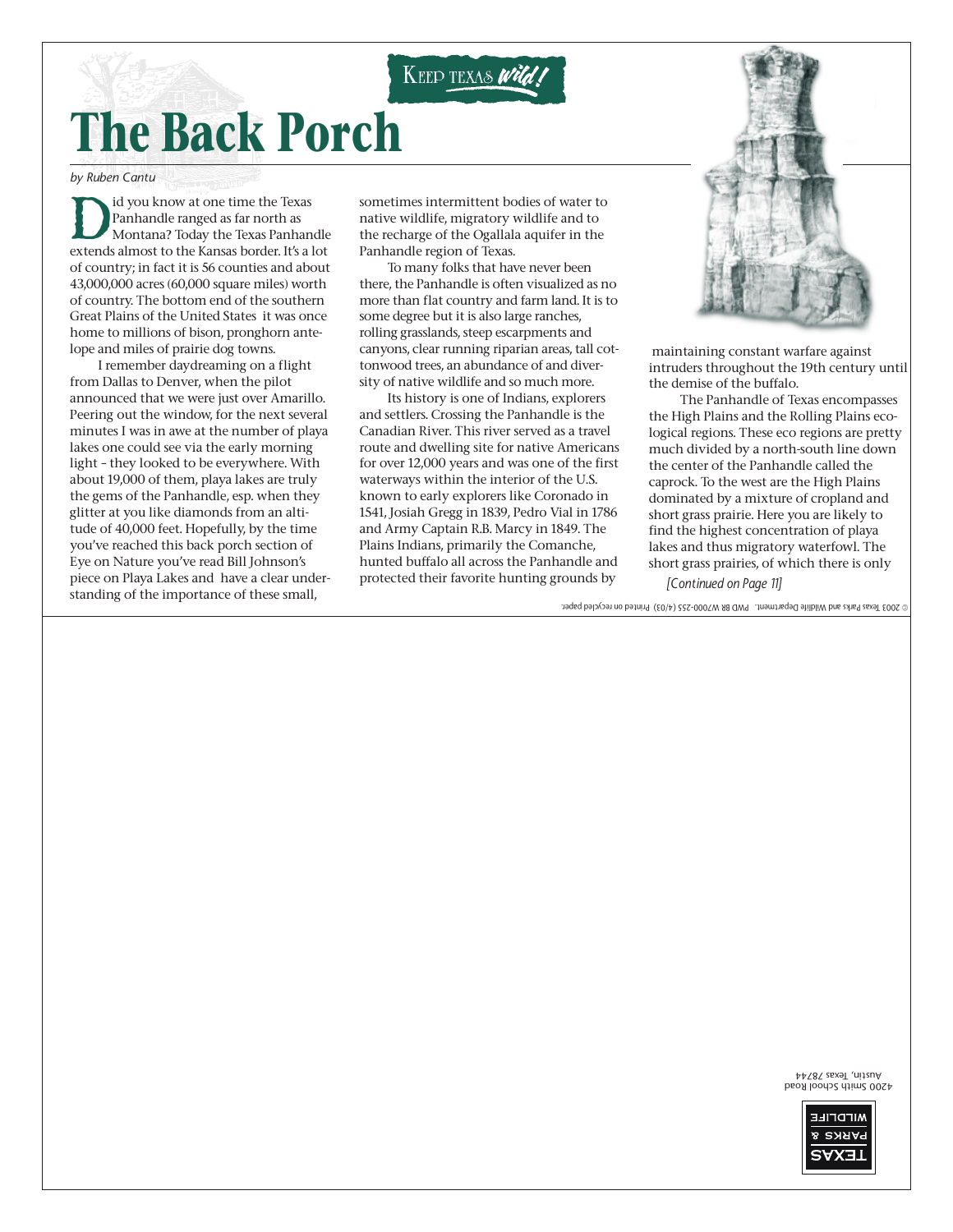Keep Texas Wild!

# The Back Porch

*by Ruben Cantu*

Did you know at one time the Texas Panhandle ranged as far north as Montana? Today the Texas Panhandle extends almost to the Kansas border. It's a lot of country; in fact it is 56 counties and about 43,000,000 acres (60,000 square miles) worth of country. The bottom end of the southern Great Plains of the United States it was once home to millions of bison, pronghorn antelope and miles of prairie dog towns.

I remember daydreaming on a flight from Dallas to Denver, when the pilot announced that we were just over Amarillo. Peering out the window, for the next several minutes I was in awe at the number of playa lakes one could see via the early morning light – they looked to be everywhere. With about 19,000 of them, playa lakes are truly the gems of the Panhandle, esp. when they glitter at you like diamonds from an altitude of 40,000 feet. Hopefully, by the time you've reached this back porch section of Eye on Nature you've read Bill Johnson's piece on Playa Lakes and have a clear understanding of the importance of these small, sometimes intermittent bodies of water to native wildlife, migratory wildlife and to the recharge of the Ogallala aquifer in the Panhandle region of Texas.

To many folks that have never been there, the Panhandle is often visualized as no more than flat country and farm land. It is to some degree but it is also large ranches, rolling grasslands, steep escarpments and canyons, clear running riparian areas, tall cottonwood trees, an abundance of and diversity of native wildlife and so much more.

Its history is one of Indians, explorers and settlers. Crossing the Panhandle is the Canadian River. This river served as a travel route and dwelling site for native Americans for over 12,000 years and was one of the first waterways within the interior of the U.S. known to early explorers like Coronado in 1541, Josiah Gregg in 1839, Pedro Vial in 1786 and Army Captain R.B. Marcy in 1849. The Plains Indians, primarily the Comanche, hunted buffalo all across the Panhandle and protected their favorite hunting grounds by maintaining constant warfare against intruders throughout the 19th century until the demise of the buffalo.

The Panhandle of Texas encompasses the High Plains and the Rolling Plains ecological regions. These eco regions are pretty much divided by a north-south line down the center of the Panhandle called the caprock. To the west are the High Plains dominated by a mixture of cropland and short grass prairie. Here you are likely to find the highest concentration of playa lakes and thus migratory waterfowl. The short grass prairies, of which there is only

*[Continued on Page 11]*

© 2003 Texas Parks and Wildlife Department. PWD BR W7000-255 (4/03) Printed on recycled paper.

TEXAS PARKS & WILDLIFE

4200 Smith School Road
Austin, Texas 78744